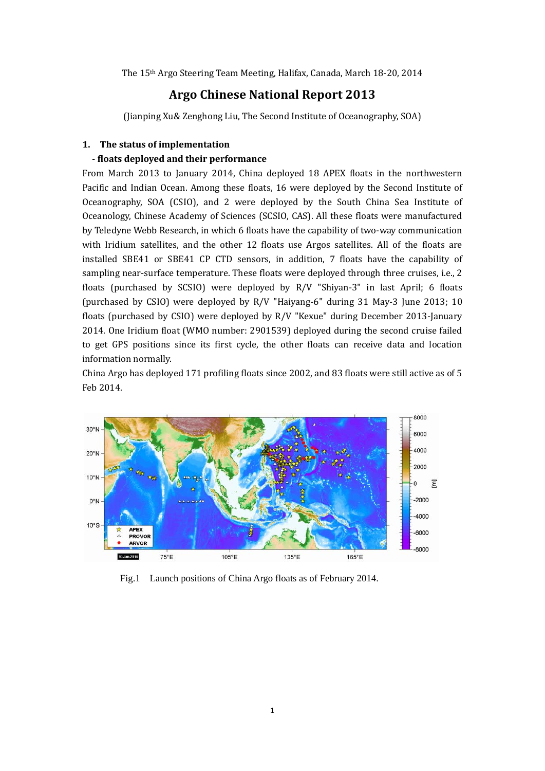The 15th Argo Steering Team Meeting, Halifax, Canada, March 18-20, 2014

# Argo Chinese National Report 2013

(Jianping Xu& Zenghong Liu, The Second Institute of Oceanography, SOA)

## 1. The status of implementation

### - floats deployed and their performance

From March 2013 to January 2014, China deployed 18 APEX floats in the northwestern Pacific and Indian Ocean. Among these floats, 16 were deployed by the Second Institute of Oceanography, SOA (CSIO), and 2 were deployed by the South China Sea Institute of Oceanology, Chinese Academy of Sciences (SCSIO, CAS). All these floats were manufactured by Teledyne Webb Research, in which 6 floats have the capability of two-way communication with Iridium satellites, and the other 12 floats use Argos satellites. All of the floats are installed SBE41 or SBE41 CP CTD sensors, in addition, 7 floats have the capability of sampling near-surface temperature. These floats were deployed through three cruises, i.e., 2 floats (purchased by SCSIO) were deployed by R/V "Shiyan-3" in last April; 6 floats (purchased by CSIO) were deployed by R/V "Haiyang-6" during 31 May-3 June 2013; 10 floats (purchased by CSIO) were deployed by R/V "Kexue" during December 2013-January 2014. One Iridium float (WMO number: 2901539) deployed during the second cruise failed to get GPS positions since its first cycle, the other floats can receive data and location information normally.

China Argo has deployed 171 profiling floats since 2002, and 83 floats were still active as of 5 Feb 2014.

Fig.1 Launch positions of China Argo floats as of February 2014.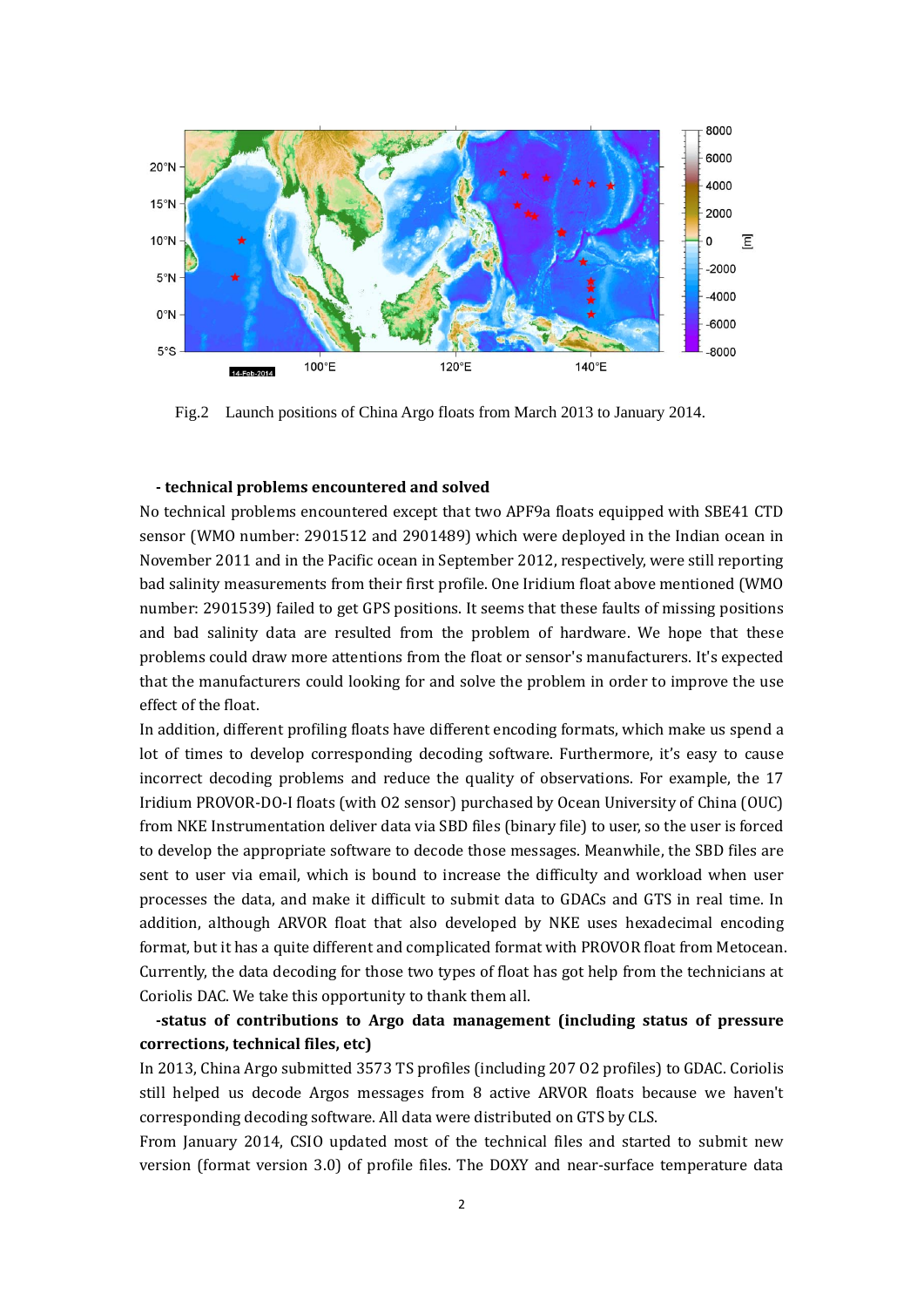Fig.2 Launch positions of China Argo floats from March 2013 to January 2014.

**- technical problems encountered and solved**

No technical problems encountered except that two APF9a floats equipped with SBE41 CTD sensor (WMO number: 2901512 and 2901489) which were deployed in the Indian ocean in November 2011 and in the Pacific ocean in September 2012, respectively, were still reporting bad salinity measurements from their first profile. One Iridium float above mentioned (WMO number: 2901539) failed to get GPS positions. It seems that these faults of missing positions and bad salinity data are resulted from the problem of hardware. We hope that these problems could draw more attentions from the float or sensor's manufacturers. It's expected that the manufacturers could looking for and solve the problem in order to improve the use effect of the float.

In addition, different profiling floats have different encoding formats, which make us spend a lot of times to develop corresponding decoding software. Furthermore, it's easy to cause incorrect decoding problems and reduce the quality of observations. For example, the 17 Iridium PROVOR-DO-I floats (with O2 sensor) purchased by Ocean University of China (OUC) from NKE Instrumentation deliver data via SBD files (binary file) to user, so the user is forced to develop the appropriate software to decode those messages. Meanwhile, the SBD files are sent to user via email, which is bound to increase the difficulty and workload when user processes the data, and make it difficult to submit data to GDACs and GTS in real time. In addition, although ARVOR float that also developed by NKE uses hexadecimal encoding format, but it has a quite different and complicated format with PROVOR float from Metocean. Currently, the data decoding for those two types of float has got help from the technicians at Coriolis DAC. We take this opportunity to thank them all.

**-status of contributions to Argo data management (including status of pressure corrections, technical files, etc)**

In 2013, China Argo submitted 3573 TS profiles (including 207 O2 profiles) to GDAC. Coriolis still helped us decode Argos messages from 8 active ARVOR floats because we haven't corresponding decoding software. All data were distributed on GTS by CLS.

From January 2014, CSIO updated most of the technical files and started to submit new version (format version 3.0) of profile files. The DOXY and near-surface temperature data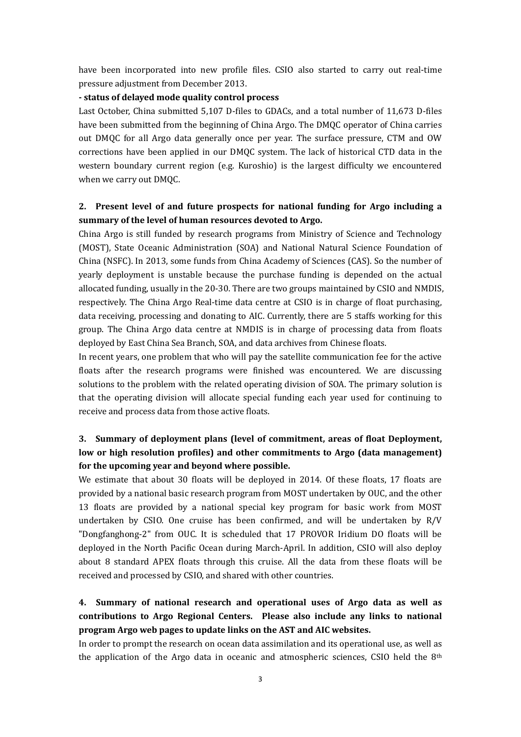have been incorporated into new profile files. CSIO also started to carry out real-time pressure adjustment from December 2013.

**- status of delayed mode quality control process**

Last October, China submitted 5,107 D-files to GDACs, and a total number of 11,673 D-files have been submitted from the beginning of China Argo. The DMQC operator of China carries out DMQC for all Argo data generally once per year. The surface pressure, CTM and OW corrections have been applied in our DMQC system. The lack of historical CTD data in the western boundary current region (e.g. Kuroshio) is the largest difficulty we encountered when we carry out DMQC.

## 2. Present level of and future prospects for national funding for Argo including a summary of the level of human resources devoted to Argo.

China Argo is still funded by research programs from Ministry of Science and Technology (MOST), State Oceanic Administration (SOA) and National Natural Science Foundation of China (NSFC). In 2013, some funds from China Academy of Sciences (CAS). So the number of yearly deployment is unstable because the purchase funding is depended on the actual allocated funding, usually in the 20-30. There are two groups maintained by CSIO and NMDIS, respectively. The China Argo Real-time data centre at CSIO is in charge of float purchasing, data receiving, processing and donating to AIC. Currently, there are 5 staffs working for this group. The China Argo data centre at NMDIS is in charge of processing data from floats deployed by East China Sea Branch, SOA, and data archives from Chinese floats.

In recent years, one problem that who will pay the satellite communication fee for the active floats after the research programs were finished was encountered. We are discussing solutions to the problem with the related operating division of SOA. The primary solution is that the operating division will allocate special funding each year used for continuing to receive and process data from those active floats.

## 3. Summary of deployment plans (level of commitment, areas of float Deployment, low or high resolution profiles) and other commitments to Argo (data management) for the upcoming year and beyond where possible.

We estimate that about 30 floats will be deployed in 2014. Of these floats, 17 floats are provided by a national basic research program from MOST undertaken by OUC, and the other 13 floats are provided by a national special key program for basic work from MOST undertaken by CSIO. One cruise has been confirmed, and will be undertaken by R/V "Dongfanghong-2" from OUC. It is scheduled that 17 PROVOR Iridium DO floats will be deployed in the North Pacific Ocean during March-April. In addition, CSIO will also deploy about 8 standard APEX floats through this cruise. All the data from these floats will be received and processed by CSIO, and shared with other countries.

## 4. Summary of national research and operational uses of Argo data as well as contributions to Argo Regional Centers. Please also include any links to national program Argo web pages to update links on the AST and AIC websites.

In order to prompt the research on ocean data assimilation and its operational use, as well as the application of the Argo data in oceanic and atmospheric sciences, CSIO held the 8th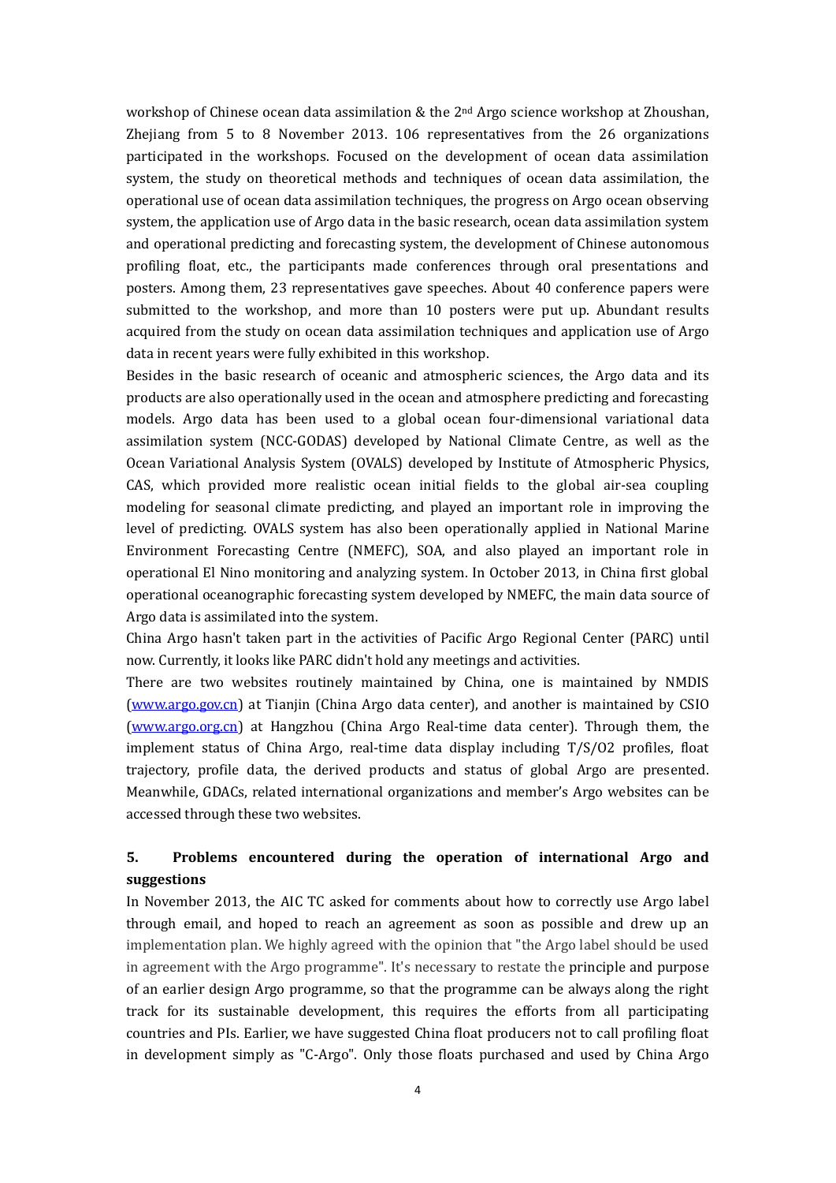workshop of Chinese ocean data assimilation & the 2nd Argo science workshop at Zhoushan, Zhejiang from 5 to 8 November 2013. 106 representatives from the 26 organizations participated in the workshops. Focused on the development of ocean data assimilation system, the study on theoretical methods and techniques of ocean data assimilation, the operational use of ocean data assimilation techniques, the progress on Argo ocean observing system, the application use of Argo data in the basic research, ocean data assimilation system and operational predicting and forecasting system, the development of Chinese autonomous profiling float, etc., the participants made conferences through oral presentations and posters. Among them, 23 representatives gave speeches. About 40 conference papers were submitted to the workshop, and more than 10 posters were put up. Abundant results acquired from the study on ocean data assimilation techniques and application use of Argo data in recent years were fully exhibited in this workshop.

Besides in the basic research of oceanic and atmospheric sciences, the Argo data and its products are also operationally used in the ocean and atmosphere predicting and forecasting models. Argo data has been used to a global ocean four-dimensional variational data assimilation system (NCC-GODAS) developed by National Climate Centre, as well as the Ocean Variational Analysis System (OVALS) developed by Institute of Atmospheric Physics, CAS, which provided more realistic ocean initial fields to the global air-sea coupling modeling for seasonal climate predicting, and played an important role in improving the level of predicting. OVALS system has also been operationally applied in National Marine Environment Forecasting Centre (NMEFC), SOA, and also played an important role in operational El Nino monitoring and analyzing system. In October 2013, in China first global operational oceanographic forecasting system developed by NMEFC, the main data source of Argo data is assimilated into the system.

China Argo hasn't taken part in the activities of Pacific Argo Regional Center (PARC) until now. Currently, it looks like PARC didn't hold any meetings and activities.

There are two websites routinely maintained by China, one is maintained by NMDIS (www.argo.gov.cn) at Tianjin (China Argo data center), and another is maintained by CSIO (www.argo.org.cn) at Hangzhou (China Argo Real-time data center). Through them, the implement status of China Argo, real-time data display including T/S/O2 profiles, float trajectory, profile data, the derived products and status of global Argo are presented. Meanwhile, GDACs, related international organizations and member's Argo websites can be accessed through these two websites.

## 5. Problems encountered during the operation of international Argo and suggestions

In November 2013, the AIC TC asked for comments about how to correctly use Argo label through email, and hoped to reach an agreement as soon as possible and drew up an implementation plan. We highly agreed with the opinion that "the Argo label should be used in agreement with the Argo programme". It's necessary to restate the principle and purpose of an earlier design Argo programme, so that the programme can be always along the right track for its sustainable development, this requires the efforts from all participating countries and PIs. Earlier, we have suggested China float producers not to call profiling float in development simply as "C-Argo". Only those floats purchased and used by China Argo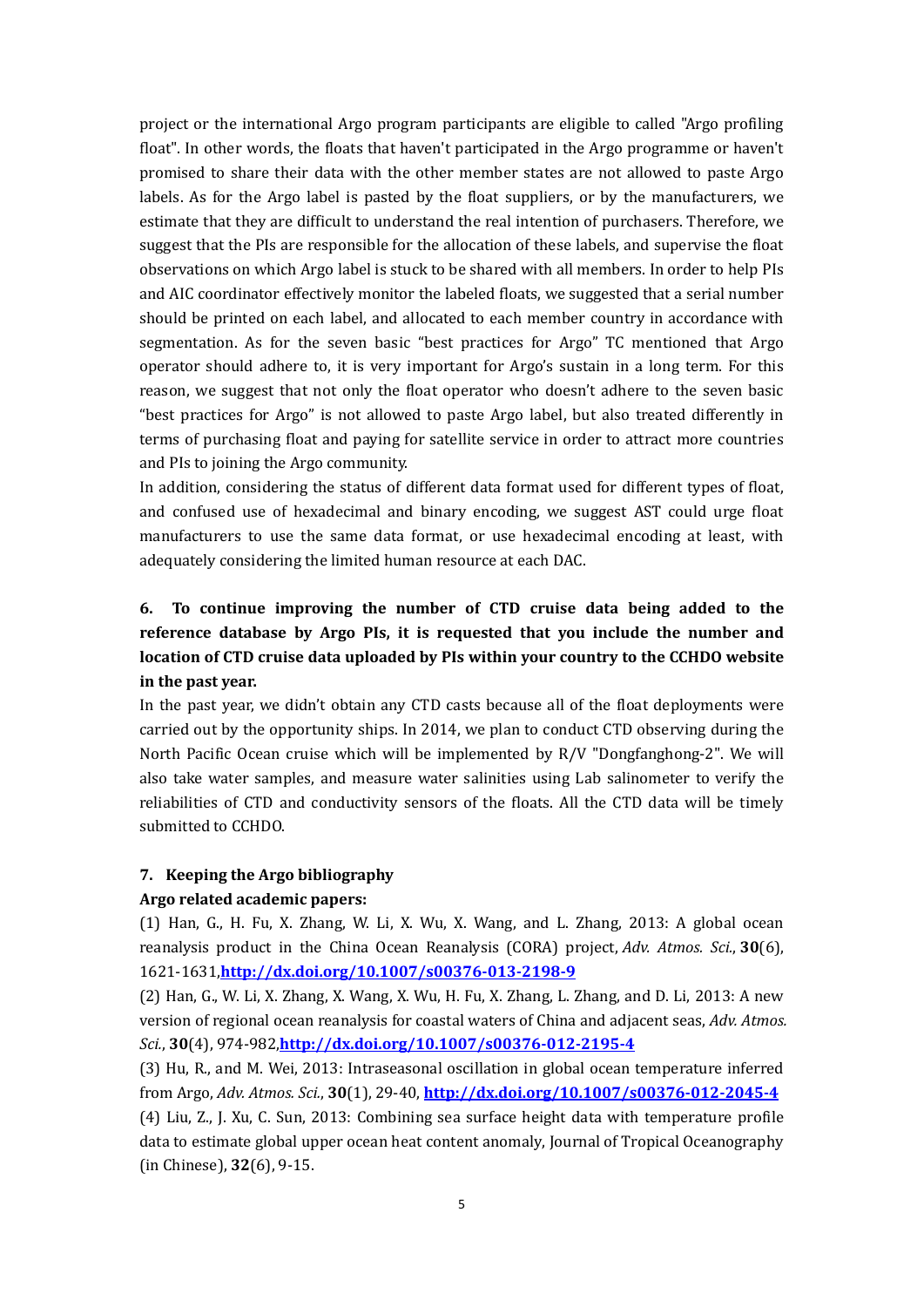project or the international Argo program participants are eligible to called "Argo profiling float". In other words, the floats that haven't participated in the Argo programme or haven't promised to share their data with the other member states are not allowed to paste Argo labels. As for the Argo label is pasted by the float suppliers, or by the manufacturers, we estimate that they are difficult to understand the real intention of purchasers. Therefore, we suggest that the PIs are responsible for the allocation of these labels, and supervise the float observations on which Argo label is stuck to be shared with all members. In order to help PIs and AIC coordinator effectively monitor the labeled floats, we suggested that a serial number should be printed on each label, and allocated to each member country in accordance with segmentation. As for the seven basic "best practices for Argo" TC mentioned that Argo operator should adhere to, it is very important for Argo's sustain in a long term. For this reason, we suggest that not only the float operator who doesn't adhere to the seven basic "best practices for Argo" is not allowed to paste Argo label, but also treated differently in terms of purchasing float and paying for satellite service in order to attract more countries and PIs to joining the Argo community.

In addition, considering the status of different data format used for different types of float, and confused use of hexadecimal and binary encoding, we suggest AST could urge float manufacturers to use the same data format, or use hexadecimal encoding at least, with adequately considering the limited human resource at each DAC.

**6. To continue improving the number of CTD cruise data being added to the reference database by Argo PIs, it is requested that you include the number and location of CTD cruise data uploaded by PIs within your country to the CCHDO website in the past year.**

In the past year, we didn't obtain any CTD casts because all of the float deployments were carried out by the opportunity ships. In 2014, we plan to conduct CTD observing during the North Pacific Ocean cruise which will be implemented by R/V "Dongfanghong-2". We will also take water samples, and measure water salinities using Lab salinometer to verify the reliabilities of CTD and conductivity sensors of the floats. All the CTD data will be timely submitted to CCHDO.

**7. Keeping the Argo bibliography**

**Argo related academic papers:**

(1) Han, G., H. Fu, X. Zhang, W. Li, X. Wu, X. Wang, and L. Zhang, 2013: A global ocean reanalysis product in the China Ocean Reanalysis (CORA) project, *Adv. Atmos. Sci.*, **30**(6), 1621-1631,**http://dx.doi.org/10.1007/s00376-013-2198-9**

(2) Han, G., W. Li, X. Zhang, X. Wang, X. Wu, H. Fu, X. Zhang, L. Zhang, and D. Li, 2013: A new version of regional ocean reanalysis for coastal waters of China and adjacent seas, *Adv. Atmos. Sci.*, **30**(4), 974-982,**http://dx.doi.org/10.1007/s00376-012-2195-4**

(3) Hu, R., and M. Wei, 2013: Intraseasonal oscillation in global ocean temperature inferred from Argo, *Adv. Atmos. Sci.*, **30**(1), 29-40, **http://dx.doi.org/10.1007/s00376-012-2045-4**

(4) Liu, Z., J. Xu, C. Sun, 2013: Combining sea surface height data with temperature profile data to estimate global upper ocean heat content anomaly, Journal of Tropical Oceanography (in Chinese), **32**(6), 9-15.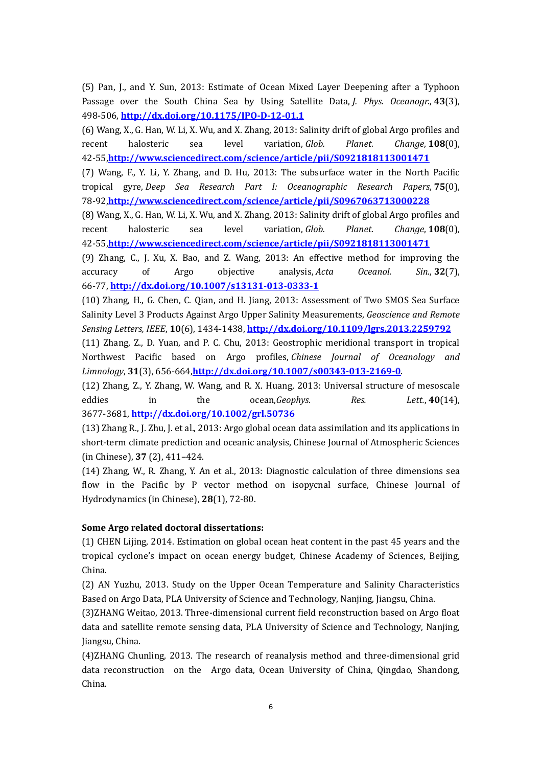(5) Pan, J., and Y. Sun, 2013: Estimate of Ocean Mixed Layer Deepening after a Typhoon Passage over the South China Sea by Using Satellite Data, *J. Phys. Oceanogr.*, **43**(3), 498-506, **http://dx.doi.org/10.1175/JPO-D-12-01.1**

(6) Wang, X., G. Han, W. Li, X. Wu, and X. Zhang, 2013: Salinity drift of global Argo profiles and recent halosteric sea level variation, *Glob. Planet. Change*, **108**(0), 42-55,**http://www.sciencedirect.com/science/article/pii/S0921818113001471**

(7) Wang, F., Y. Li, Y. Zhang, and D. Hu, 2013: The subsurface water in the North Pacific tropical gyre, *Deep Sea Research Part I: Oceanographic Research Papers*, **75**(0), 78-92,**http://www.sciencedirect.com/science/article/pii/S0967063713000228**

(8) Wang, X., G. Han, W. Li, X. Wu, and X. Zhang, 2013: Salinity drift of global Argo profiles and recent halosteric sea level variation, *Glob. Planet. Change*, **108**(0), 42-55,**http://www.sciencedirect.com/science/article/pii/S0921818113001471**

(9) Zhang, C., J. Xu, X. Bao, and Z. Wang, 2013: An effective method for improving the accuracy of Argo objective analysis, *Acta Oceanol. Sin.*, **32**(7), 66-77, **http://dx.doi.org/10.1007/s13131-013-0333-1**

(10) Zhang, H., G. Chen, C. Qian, and H. Jiang, 2013: Assessment of Two SMOS Sea Surface Salinity Level 3 Products Against Argo Upper Salinity Measurements, *Geoscience and Remote Sensing Letters, IEEE*, **10**(6), 1434-1438, **http://dx.doi.org/10.1109/lgrs.2013.2259792**

(11) Zhang, Z., D. Yuan, and P. C. Chu, 2013: Geostrophic meridional transport in tropical Northwest Pacific based on Argo profiles, *Chinese Journal of Oceanology and Limnology*, **31**(3), 656-664,**http://dx.doi.org/10.1007/s00343-013-2169-0**.

(12) Zhang, Z., Y. Zhang, W. Wang, and R. X. Huang, 2013: Universal structure of mesoscale eddies in the ocean,*Geophys. Res. Lett.*, **40**(14), 3677-3681, **http://dx.doi.org/10.1002/grl.50736**

(13) Zhang R., J. Zhu, J. et al., 2013: Argo global ocean data assimilation and its applications in short-term climate prediction and oceanic analysis, Chinese Journal of Atmospheric Sciences (in Chinese), **37** (2), 411–424.

(14) Zhang, W., R. Zhang, Y. An et al., 2013: Diagnostic calculation of three dimensions sea flow in the Pacific by P vector method on isopycnal surface, Chinese Journal of Hydrodynamics (in Chinese), **28**(1), 72-80.

**Some Argo related doctoral dissertations:**

(1) CHEN Lijing, 2014. Estimation on global ocean heat content in the past 45 years and the tropical cyclone's impact on ocean energy budget, Chinese Academy of Sciences, Beijing, China.

(2) AN Yuzhu, 2013. Study on the Upper Ocean Temperature and Salinity Characteristics Based on Argo Data, PLA University of Science and Technology, Nanjing, Jiangsu, China.

(3)ZHANG Weitao, 2013. Three-dimensional current field reconstruction based on Argo float data and satellite remote sensing data, PLA University of Science and Technology, Nanjing, Jiangsu, China.

(4)ZHANG Chunling, 2013. The research of reanalysis method and three-dimensional grid data reconstruction on the Argo data, Ocean University of China, Qingdao, Shandong, China.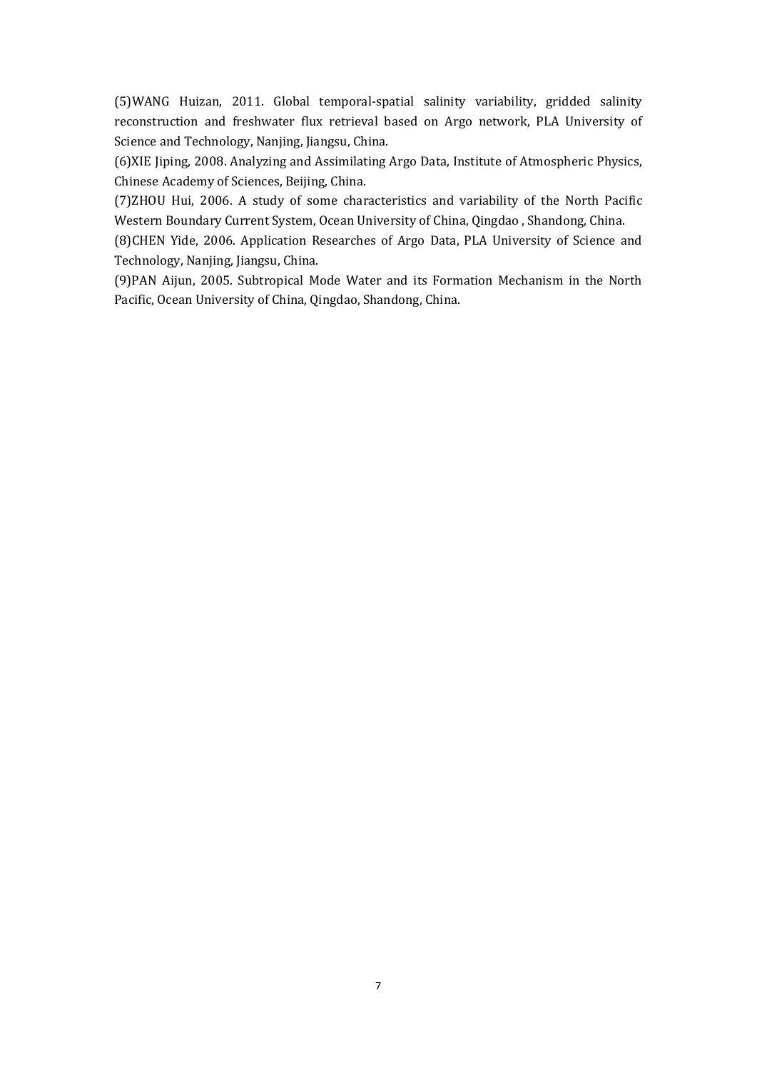(5)WANG Huizan, 2011. Global temporal-spatial salinity variability, gridded salinity reconstruction and freshwater flux retrieval based on Argo network, PLA University of Science and Technology, Nanjing, Jiangsu, China.

(6)XIE Jiping, 2008. Analyzing and Assimilating Argo Data, Institute of Atmospheric Physics, Chinese Academy of Sciences, Beijing, China.

(7)ZHOU Hui, 2006. A study of some characteristics and variability of the North Pacific Western Boundary Current System, Ocean University of China, Qingdao , Shandong, China.

(8)CHEN Yide, 2006. Application Researches of Argo Data, PLA University of Science and Technology, Nanjing, Jiangsu, China.

(9)PAN Aijun, 2005. Subtropical Mode Water and its Formation Mechanism in the North Pacific, Ocean University of China, Qingdao, Shandong, China.